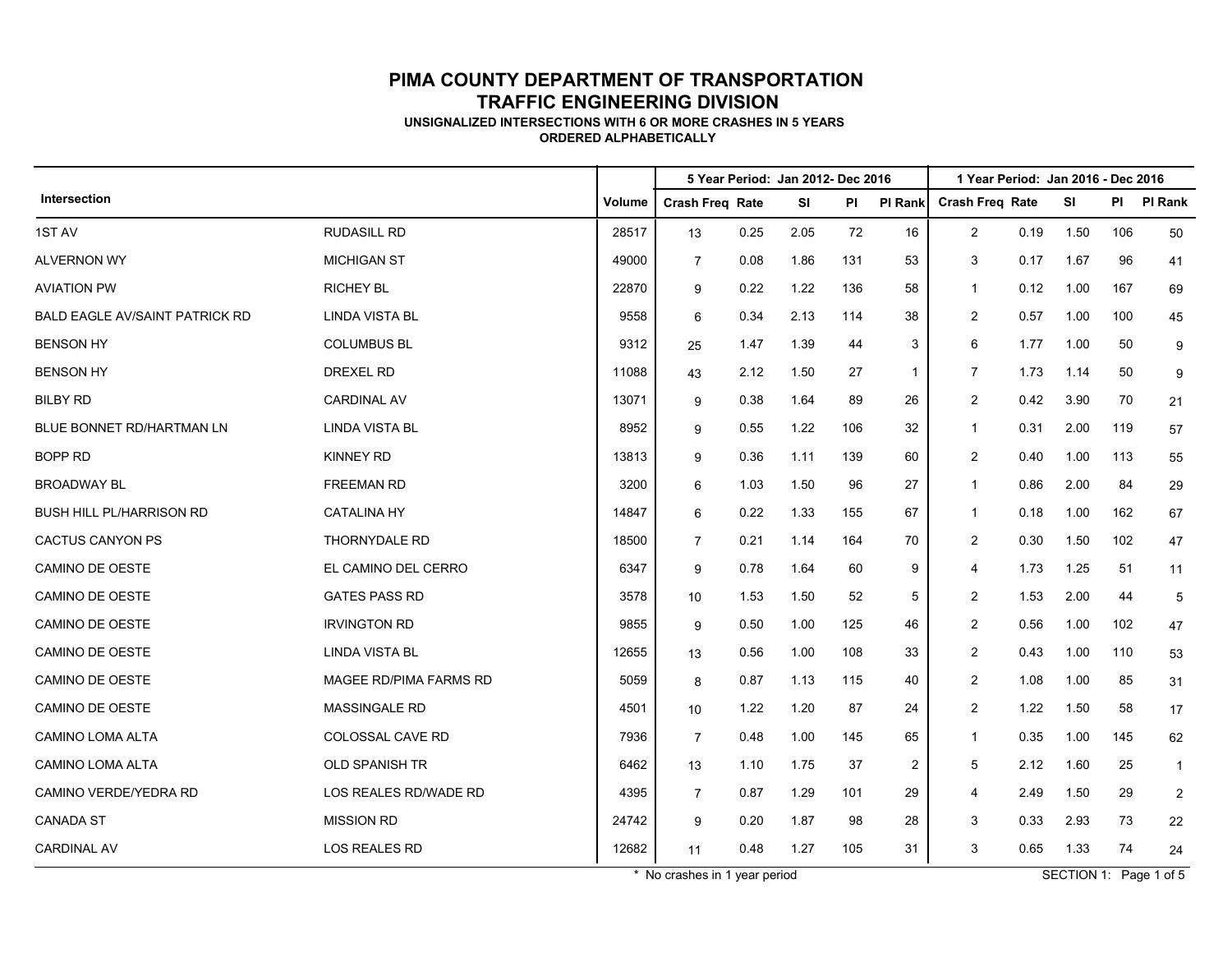# PIMA COUNTY DEPARTMENT OF TRANSPORTATION

## TRAFFIC ENGINEERING DIVISION

### UNSIGNALIZED INTERSECTIONS WITH 6 OR MORE CRASHES IN 5 YEARS

### ORDERED ALPHABETICALLY

| Intersection | | Volume | 5 Year Period: Jan 2012- Dec 2016 | | | | | 1 Year Period: Jan 2016 - Dec 2016 | | | | |
|---|---|---|---|---|---|---|---|---|---|---|---|---|
| | | | Crash Freq | Rate | SI | PI | PI Rank | Crash Freq | Rate | SI | PI | PI Rank |
| 1ST AV | RUDASILL RD | 28517 | 13 | 0.25 | 2.05 | 72 | 16 | 2 | 0.19 | 1.50 | 106 | 50 |
| ALVERNON WY | MICHIGAN ST | 49000 | 7 | 0.08 | 1.86 | 131 | 53 | 3 | 0.17 | 1.67 | 96 | 41 |
| AVIATION PW | RICHEY BL | 22870 | 9 | 0.22 | 1.22 | 136 | 58 | 1 | 0.12 | 1.00 | 167 | 69 |
| BALD EAGLE AV/SAINT PATRICK RD | LINDA VISTA BL | 9558 | 6 | 0.34 | 2.13 | 114 | 38 | 2 | 0.57 | 1.00 | 100 | 45 |
| BENSON HY | COLUMBUS BL | 9312 | 25 | 1.47 | 1.39 | 44 | 3 | 6 | 1.77 | 1.00 | 50 | 9 |
| BENSON HY | DREXEL RD | 11088 | 43 | 2.12 | 1.50 | 27 | 1 | 7 | 1.73 | 1.14 | 50 | 9 |
| BILBY RD | CARDINAL AV | 13071 | 9 | 0.38 | 1.64 | 89 | 26 | 2 | 0.42 | 3.90 | 70 | 21 |
| BLUE BONNET RD/HARTMAN LN | LINDA VISTA BL | 8952 | 9 | 0.55 | 1.22 | 106 | 32 | 1 | 0.31 | 2.00 | 119 | 57 |
| BOPP RD | KINNEY RD | 13813 | 9 | 0.36 | 1.11 | 139 | 60 | 2 | 0.40 | 1.00 | 113 | 55 |
| BROADWAY BL | FREEMAN RD | 3200 | 6 | 1.03 | 1.50 | 96 | 27 | 1 | 0.86 | 2.00 | 84 | 29 |
| BUSH HILL PL/HARRISON RD | CATALINA HY | 14847 | 6 | 0.22 | 1.33 | 155 | 67 | 1 | 0.18 | 1.00 | 162 | 67 |
| CACTUS CANYON PS | THORNYDALE RD | 18500 | 7 | 0.21 | 1.14 | 164 | 70 | 2 | 0.30 | 1.50 | 102 | 47 |
| CAMINO DE OESTE | EL CAMINO DEL CERRO | 6347 | 9 | 0.78 | 1.64 | 60 | 9 | 4 | 1.73 | 1.25 | 51 | 11 |
| CAMINO DE OESTE | GATES PASS RD | 3578 | 10 | 1.53 | 1.50 | 52 | 5 | 2 | 1.53 | 2.00 | 44 | 5 |
| CAMINO DE OESTE | IRVINGTON RD | 9855 | 9 | 0.50 | 1.00 | 125 | 46 | 2 | 0.56 | 1.00 | 102 | 47 |
| CAMINO DE OESTE | LINDA VISTA BL | 12655 | 13 | 0.56 | 1.00 | 108 | 33 | 2 | 0.43 | 1.00 | 110 | 53 |
| CAMINO DE OESTE | MAGEE RD/PIMA FARMS RD | 5059 | 8 | 0.87 | 1.13 | 115 | 40 | 2 | 1.08 | 1.00 | 85 | 31 |
| CAMINO DE OESTE | MASSINGALE RD | 4501 | 10 | 1.22 | 1.20 | 87 | 24 | 2 | 1.22 | 1.50 | 58 | 17 |
| CAMINO LOMA ALTA | COLOSSAL CAVE RD | 7936 | 7 | 0.48 | 1.00 | 145 | 65 | 1 | 0.35 | 1.00 | 145 | 62 |
| CAMINO LOMA ALTA | OLD SPANISH TR | 6462 | 13 | 1.10 | 1.75 | 37 | 2 | 5 | 2.12 | 1.60 | 25 | 1 |
| CAMINO VERDE/YEDRA RD | LOS REALES RD/WADE RD | 4395 | 7 | 0.87 | 1.29 | 101 | 29 | 4 | 2.49 | 1.50 | 29 | 2 |
| CANADA ST | MISSION RD | 24742 | 9 | 0.20 | 1.87 | 98 | 28 | 3 | 0.33 | 2.93 | 73 | 22 |
| CARDINAL AV | LOS REALES RD | 12682 | 11 | 0.48 | 1.27 | 105 | 31 | 3 | 0.65 | 1.33 | 74 | 24 |

\* No crashes in 1 year period

SECTION 1: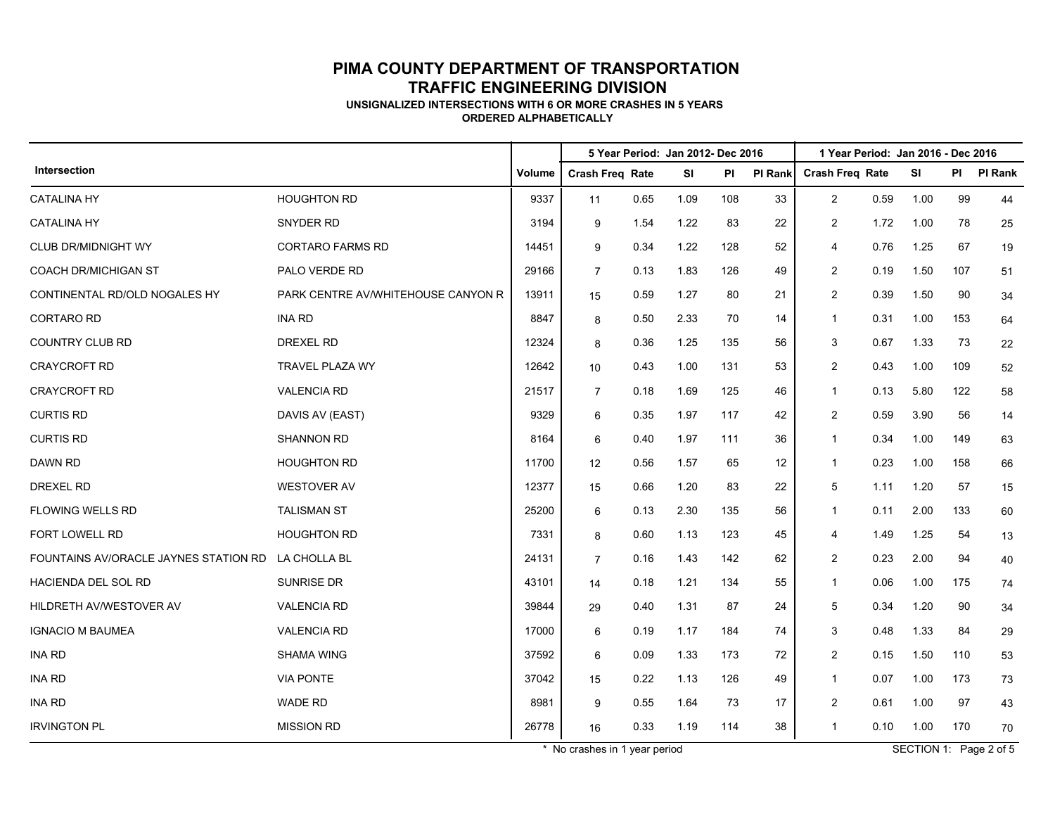# PIMA COUNTY DEPARTMENT OF TRANSPORTATION

## TRAFFIC ENGINEERING DIVISION

**UNSIGNALIZED INTERSECTIONS WITH 6 OR MORE CRASHES IN 5 YEARS**

**ORDERED ALPHABETICALLY**

| Intersection | | Volume | 5 Year Period: Jan 2012- Dec 2016 | | | | | 1 Year Period: Jan 2016 - Dec 2016 | | | | |
|---|---|---|---|---|---|---|---|---|---|---|---|---|
| | | | Crash Freq | Rate | SI | PI | PI Rank | Crash Freq | Rate | SI | PI | PI Rank |
| CATALINA HY | HOUGHTON RD | 9337 | 11 | 0.65 | 1.09 | 108 | 33 | 2 | 0.59 | 1.00 | 99 | 44 |
| CATALINA HY | SNYDER RD | 3194 | 9 | 1.54 | 1.22 | 83 | 22 | 2 | 1.72 | 1.00 | 78 | 25 |
| CLUB DR/MIDNIGHT WY | CORTARO FARMS RD | 14451 | 9 | 0.34 | 1.22 | 128 | 52 | 4 | 0.76 | 1.25 | 67 | 19 |
| COACH DR/MICHIGAN ST | PALO VERDE RD | 29166 | 7 | 0.13 | 1.83 | 126 | 49 | 2 | 0.19 | 1.50 | 107 | 51 |
| CONTINENTAL RD/OLD NOGALES HY | PARK CENTRE AV/WHITEHOUSE CANYON R | 13911 | 15 | 0.59 | 1.27 | 80 | 21 | 2 | 0.39 | 1.50 | 90 | 34 |
| CORTARO RD | INA RD | 8847 | 8 | 0.50 | 2.33 | 70 | 14 | 1 | 0.31 | 1.00 | 153 | 64 |
| COUNTRY CLUB RD | DREXEL RD | 12324 | 8 | 0.36 | 1.25 | 135 | 56 | 3 | 0.67 | 1.33 | 73 | 22 |
| CRAYCROFT RD | TRAVEL PLAZA WY | 12642 | 10 | 0.43 | 1.00 | 131 | 53 | 2 | 0.43 | 1.00 | 109 | 52 |
| CRAYCROFT RD | VALENCIA RD | 21517 | 7 | 0.18 | 1.69 | 125 | 46 | 1 | 0.13 | 5.80 | 122 | 58 |
| CURTIS RD | DAVIS AV (EAST) | 9329 | 6 | 0.35 | 1.97 | 117 | 42 | 2 | 0.59 | 3.90 | 56 | 14 |
| CURTIS RD | SHANNON RD | 8164 | 6 | 0.40 | 1.97 | 111 | 36 | 1 | 0.34 | 1.00 | 149 | 63 |
| DAWN RD | HOUGHTON RD | 11700 | 12 | 0.56 | 1.57 | 65 | 12 | 1 | 0.23 | 1.00 | 158 | 66 |
| DREXEL RD | WESTOVER AV | 12377 | 15 | 0.66 | 1.20 | 83 | 22 | 5 | 1.11 | 1.20 | 57 | 15 |
| FLOWING WELLS RD | TALISMAN ST | 25200 | 6 | 0.13 | 2.30 | 135 | 56 | 1 | 0.11 | 2.00 | 133 | 60 |
| FORT LOWELL RD | HOUGHTON RD | 7331 | 8 | 0.60 | 1.13 | 123 | 45 | 4 | 1.49 | 1.25 | 54 | 13 |
| FOUNTAINS AV/ORACLE JAYNES STATION RD | LA CHOLLA BL | 24131 | 7 | 0.16 | 1.43 | 142 | 62 | 2 | 0.23 | 2.00 | 94 | 40 |
| HACIENDA DEL SOL RD | SUNRISE DR | 43101 | 14 | 0.18 | 1.21 | 134 | 55 | 1 | 0.06 | 1.00 | 175 | 74 |
| HILDRETH AV/WESTOVER AV | VALENCIA RD | 39844 | 29 | 0.40 | 1.31 | 87 | 24 | 5 | 0.34 | 1.20 | 90 | 34 |
| IGNACIO M BAUMEA | VALENCIA RD | 17000 | 6 | 0.19 | 1.17 | 184 | 74 | 3 | 0.48 | 1.33 | 84 | 29 |
| INA RD | SHAMA WING | 37592 | 6 | 0.09 | 1.33 | 173 | 72 | 2 | 0.15 | 1.50 | 110 | 53 |
| INA RD | VIA PONTE | 37042 | 15 | 0.22 | 1.13 | 126 | 49 | 1 | 0.07 | 1.00 | 173 | 73 |
| INA RD | WADE RD | 8981 | 9 | 0.55 | 1.64 | 73 | 17 | 2 | 0.61 | 1.00 | 97 | 43 |
| IRVINGTON PL | MISSION RD | 26778 | 16 | 0.33 | 1.19 | 114 | 38 | 1 | 0.10 | 1.00 | 170 | 70 |

\* No crashes in 1 year period

SECTION 1: Page 2 of 5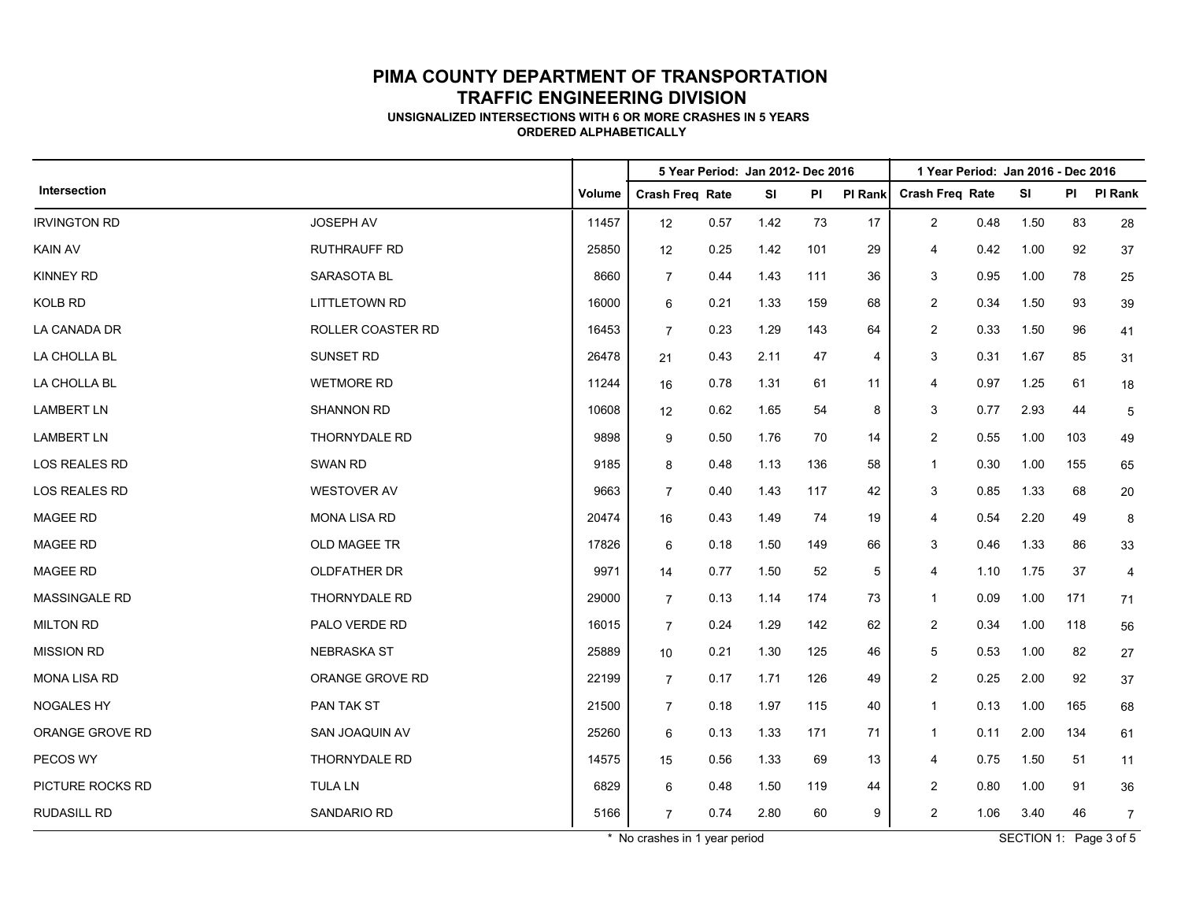# PIMA COUNTY DEPARTMENT OF TRANSPORTATION

## TRAFFIC ENGINEERING DIVISION

### UNSIGNALIZED INTERSECTIONS WITH 6 OR MORE CRASHES IN 5 YEARS

### ORDERED ALPHABETICALLY

| Intersection | | Volume | 5 Year Period: Jan 2012- Dec 2016 | | | | | 1 Year Period: Jan 2016 - Dec 2016 | | | | |
|---|---|---|---|---|---|---|---|---|---|---|---|---|
| | | | Crash Freq | Rate | SI | PI | PI Rank | Crash Freq | Rate | SI | PI | PI Rank |
| IRVINGTON RD | JOSEPH AV | 11457 | 12 | 0.57 | 1.42 | 73 | 17 | 2 | 0.48 | 1.50 | 83 | 28 |
| KAIN AV | RUTHRAUFF RD | 25850 | 12 | 0.25 | 1.42 | 101 | 29 | 4 | 0.42 | 1.00 | 92 | 37 |
| KINNEY RD | SARASOTA BL | 8660 | 7 | 0.44 | 1.43 | 111 | 36 | 3 | 0.95 | 1.00 | 78 | 25 |
| KOLB RD | LITTLETOWN RD | 16000 | 6 | 0.21 | 1.33 | 159 | 68 | 2 | 0.34 | 1.50 | 93 | 39 |
| LA CANADA DR | ROLLER COASTER RD | 16453 | 7 | 0.23 | 1.29 | 143 | 64 | 2 | 0.33 | 1.50 | 96 | 41 |
| LA CHOLLA BL | SUNSET RD | 26478 | 21 | 0.43 | 2.11 | 47 | 4 | 3 | 0.31 | 1.67 | 85 | 31 |
| LA CHOLLA BL | WETMORE RD | 11244 | 16 | 0.78 | 1.31 | 61 | 11 | 4 | 0.97 | 1.25 | 61 | 18 |
| LAMBERT LN | SHANNON RD | 10608 | 12 | 0.62 | 1.65 | 54 | 8 | 3 | 0.77 | 2.93 | 44 | 5 |
| LAMBERT LN | THORNYDALE RD | 9898 | 9 | 0.50 | 1.76 | 70 | 14 | 2 | 0.55 | 1.00 | 103 | 49 |
| LOS REALES RD | SWAN RD | 9185 | 8 | 0.48 | 1.13 | 136 | 58 | 1 | 0.30 | 1.00 | 155 | 65 |
| LOS REALES RD | WESTOVER AV | 9663 | 7 | 0.40 | 1.43 | 117 | 42 | 3 | 0.85 | 1.33 | 68 | 20 |
| MAGEE RD | MONA LISA RD | 20474 | 16 | 0.43 | 1.49 | 74 | 19 | 4 | 0.54 | 2.20 | 49 | 8 |
| MAGEE RD | OLD MAGEE TR | 17826 | 6 | 0.18 | 1.50 | 149 | 66 | 3 | 0.46 | 1.33 | 86 | 33 |
| MAGEE RD | OLDFATHER DR | 9971 | 14 | 0.77 | 1.50 | 52 | 5 | 4 | 1.10 | 1.75 | 37 | 4 |
| MASSINGALE RD | THORNYDALE RD | 29000 | 7 | 0.13 | 1.14 | 174 | 73 | 1 | 0.09 | 1.00 | 171 | 71 |
| MILTON RD | PALO VERDE RD | 16015 | 7 | 0.24 | 1.29 | 142 | 62 | 2 | 0.34 | 1.00 | 118 | 56 |
| MISSION RD | NEBRASKA ST | 25889 | 10 | 0.21 | 1.30 | 125 | 46 | 5 | 0.53 | 1.00 | 82 | 27 |
| MONA LISA RD | ORANGE GROVE RD | 22199 | 7 | 0.17 | 1.71 | 126 | 49 | 2 | 0.25 | 2.00 | 92 | 37 |
| NOGALES HY | PAN TAK ST | 21500 | 7 | 0.18 | 1.97 | 115 | 40 | 1 | 0.13 | 1.00 | 165 | 68 |
| ORANGE GROVE RD | SAN JOAQUIN AV | 25260 | 6 | 0.13 | 1.33 | 171 | 71 | 1 | 0.11 | 2.00 | 134 | 61 |
| PECOS WY | THORNYDALE RD | 14575 | 15 | 0.56 | 1.33 | 69 | 13 | 4 | 0.75 | 1.50 | 51 | 11 |
| PICTURE ROCKS RD | TULA LN | 6829 | 6 | 0.48 | 1.50 | 119 | 44 | 2 | 0.80 | 1.00 | 91 | 36 |
| RUDASILL RD | SANDARIO RD | 5166 | 7 | 0.74 | 2.80 | 60 | 9 | 2 | 1.06 | 3.40 | 46 | 7 |

* No crashes in 1 year period

SECTION 1: Page 3 of 5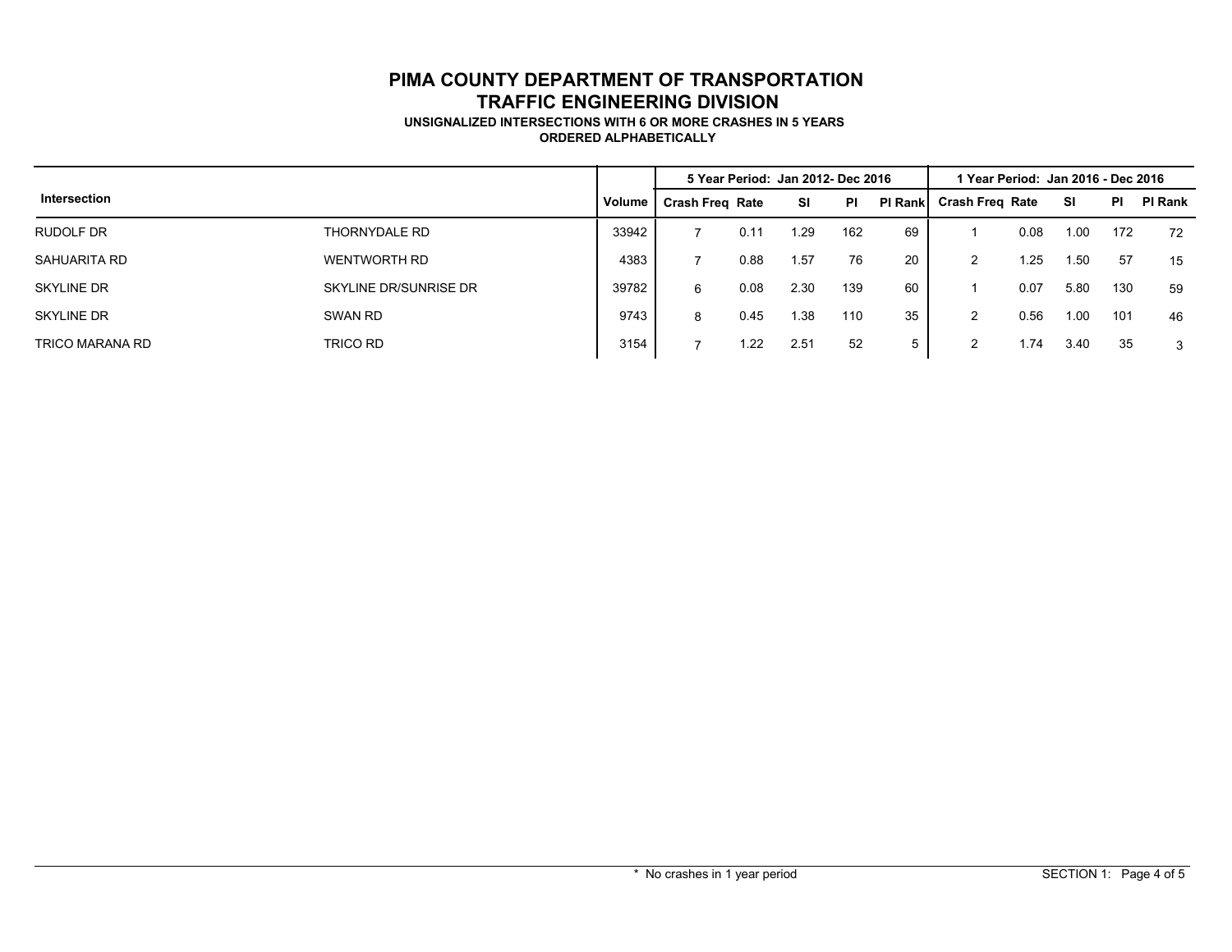# PIMA COUNTY DEPARTMENT OF TRANSPORTATION
## TRAFFIC ENGINEERING DIVISION
### UNSIGNALIZED INTERSECTIONS WITH 6 OR MORE CRASHES IN 5 YEARS
### ORDERED ALPHABETICALLY

| Intersection | | Volume | 5 Year Period: Jan 2012- Dec 2016 | | | | | 1 Year Period: Jan 2016 - Dec 2016 | | | | |
|---|---|---|---|---|---|---|---|---|---|---|---|---|
| | | | Crash Freq | Rate | SI | PI | PI Rank | Crash Freq | Rate | SI | PI | PI Rank |
| RUDOLF DR | THORNYDALE RD | 33942 | 7 | 0.11 | 1.29 | 162 | 69 | 1 | 0.08 | 1.00 | 172 | 72 |
| SAHUARITA RD | WENTWORTH RD | 4383 | 7 | 0.88 | 1.57 | 76 | 20 | 2 | 1.25 | 1.50 | 57 | 15 |
| SKYLINE DR | SKYLINE DR/SUNRISE DR | 39782 | 6 | 0.08 | 2.30 | 139 | 60 | 1 | 0.07 | 5.80 | 130 | 59 |
| SKYLINE DR | SWAN RD | 9743 | 8 | 0.45 | 1.38 | 110 | 35 | 2 | 0.56 | 1.00 | 101 | 46 |
| TRICO MARANA RD | TRICO RD | 3154 | 7 | 1.22 | 2.51 | 52 | 5 | 2 | 1.74 | 3.40 | 35 | 3 |

* No crashes in 1 year period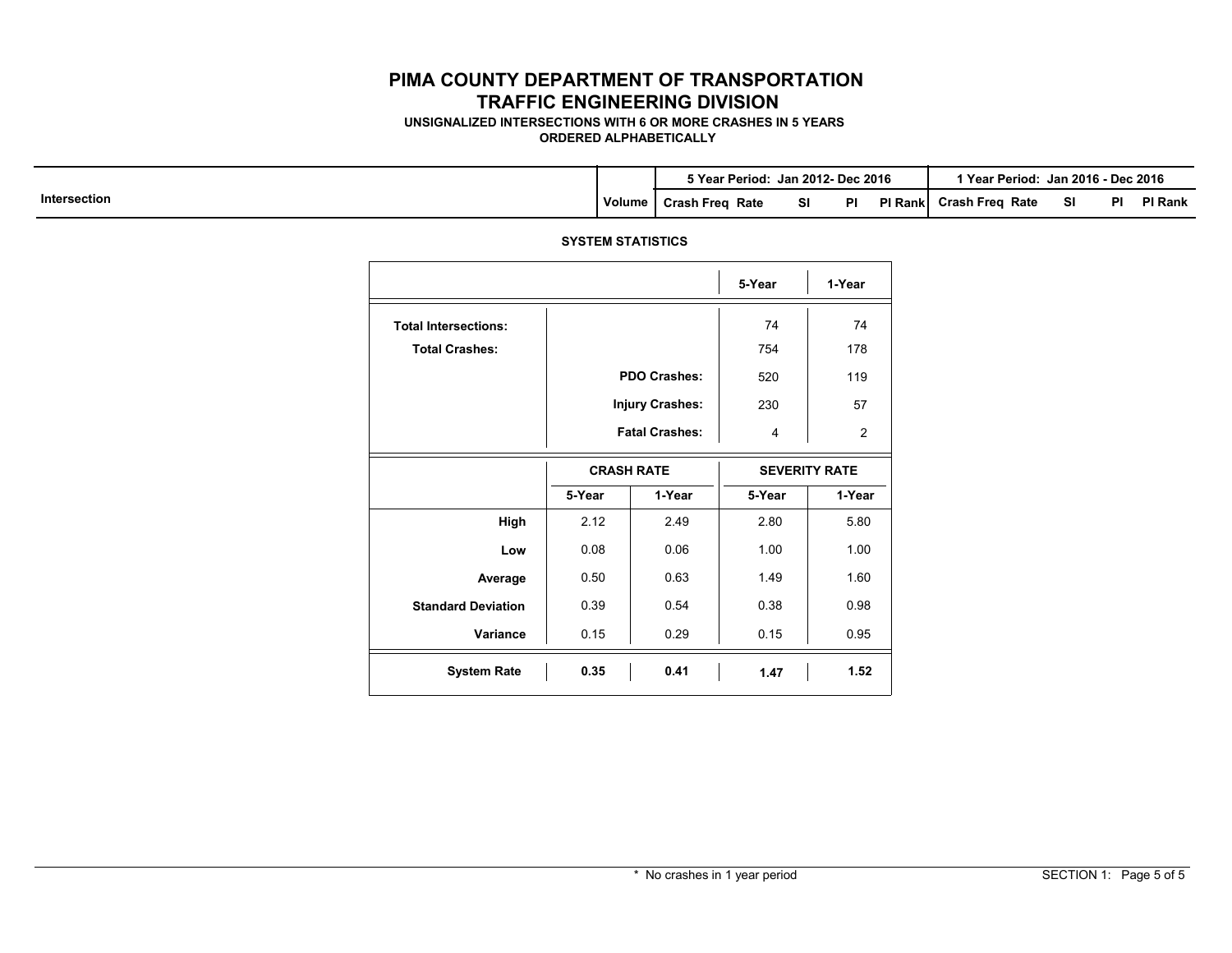# PIMA COUNTY DEPARTMENT OF TRANSPORTATION
## TRAFFIC ENGINEERING DIVISION
### UNSIGNALIZED INTERSECTIONS WITH 6 OR MORE CRASHES IN 5 YEARS
### ORDERED ALPHABETICALLY

| Intersection | Volume | 5 Year Period: Jan 2012- Dec 2016 | | | | | 1 Year Period: Jan 2016 - Dec 2016 | | | | |
|---|---|---|---|---|---|---|---|---|---|---|---|
| | | Crash Freq | Rate | SI | PI | PI Rank | Crash Freq | Rate | SI | PI | PI Rank |

**SYSTEM STATISTICS**

| | | 5-Year | 1-Year |
|---|---|---|---|
| **Total Intersections:** | | 74 | 74 |
| **Total Crashes:** | | 754 | 178 |
| | **PDO Crashes:** | 520 | 119 |
| | **Injury Crashes:** | 230 | 57 |
| | **Fatal Crashes:** | 4 | 2 |

| | CRASH RATE | | SEVERITY RATE | |
|---|---|---|---|---|
| | **5-Year** | **1-Year** | **5-Year** | **1-Year** |
| **High** | 2.12 | 2.49 | 2.80 | 5.80 |
| **Low** | 0.08 | 0.06 | 1.00 | 1.00 |
| **Average** | 0.50 | 0.63 | 1.49 | 1.60 |
| **Standard Deviation** | 0.39 | 0.54 | 0.38 | 0.98 |
| **Variance** | 0.15 | 0.29 | 0.15 | 0.95 |
| **System Rate** | **0.35** | **0.41** | **1.47** | **1.52** |

\* No crashes in 1 year period